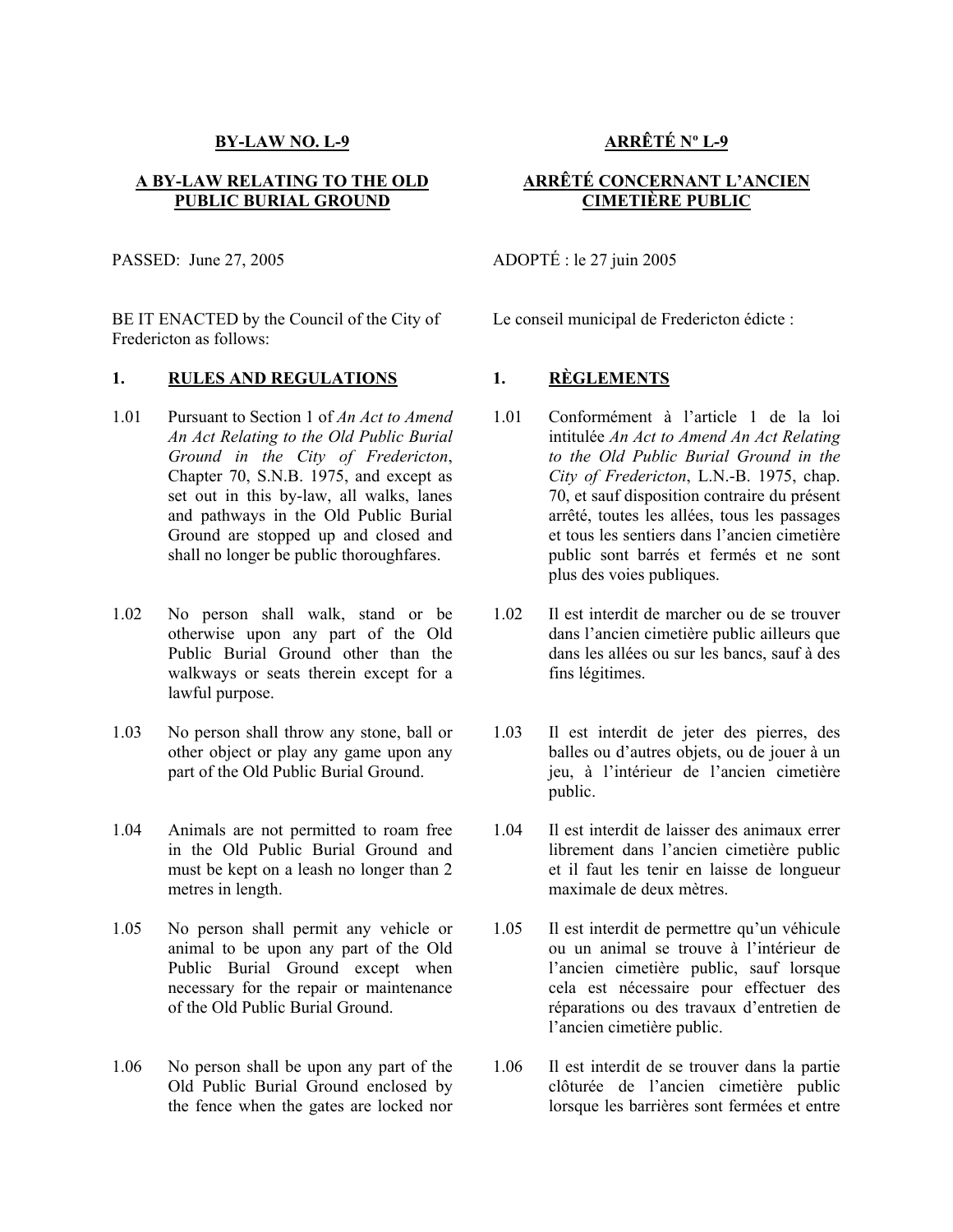**BY-LAW NO. L-9**

**A BY-LAW RELATING TO THE OLD PUBLIC BURIAL GROUND**

PASSED: June 27, 2005

BE IT ENACTED by the Council of the City of Fredericton as follows:

**1. RULES AND REGULATIONS**

1.01 Pursuant to Section 1 of *An Act to Amend An Act Relating to the Old Public Burial Ground in the City of Fredericton*, Chapter 70, S.N.B. 1975, and except as set out in this by-law, all walks, lanes and pathways in the Old Public Burial Ground are stopped up and closed and shall no longer be public thoroughfares.

1.02 No person shall walk, stand or be otherwise upon any part of the Old Public Burial Ground other than the walkways or seats therein except for a lawful purpose.

1.03 No person shall throw any stone, ball or other object or play any game upon any part of the Old Public Burial Ground.

1.04 Animals are not permitted to roam free in the Old Public Burial Ground and must be kept on a leash no longer than 2 metres in length.

1.05 No person shall permit any vehicle or animal to be upon any part of the Old Public Burial Ground except when necessary for the repair or maintenance of the Old Public Burial Ground.

1.06 No person shall be upon any part of the Old Public Burial Ground enclosed by the fence when the gates are locked nor

**ARRÊTÉ Nº L-9**

**ARRÊTÉ CONCERNANT L'ANCIEN CIMETIÈRE PUBLIC**

ADOPTÉ : le 27 juin 2005

Le conseil municipal de Fredericton édicte :

**1. RÈGLEMENTS**

1.01 Conformément à l'article 1 de la loi intitulée *An Act to Amend An Act Relating to the Old Public Burial Ground in the City of Fredericton*, L.N.-B. 1975, chap. 70, et sauf disposition contraire du présent arrêté, toutes les allées, tous les passages et tous les sentiers dans l'ancien cimetière public sont barrés et fermés et ne sont plus des voies publiques.

1.02 Il est interdit de marcher ou de se trouver dans l'ancien cimetière public ailleurs que dans les allées ou sur les bancs, sauf à des fins légitimes.

1.03 Il est interdit de jeter des pierres, des balles ou d'autres objets, ou de jouer à un jeu, à l'intérieur de l'ancien cimetière public.

1.04 Il est interdit de laisser des animaux errer librement dans l'ancien cimetière public et il faut les tenir en laisse de longueur maximale de deux mètres.

1.05 Il est interdit de permettre qu'un véhicule ou un animal se trouve à l'intérieur de l'ancien cimetière public, sauf lorsque cela est nécessaire pour effectuer des réparations ou des travaux d'entretien de l'ancien cimetière public.

1.06 Il est interdit de se trouver dans la partie clôturée de l'ancien cimetière public lorsque les barrières sont fermées et entre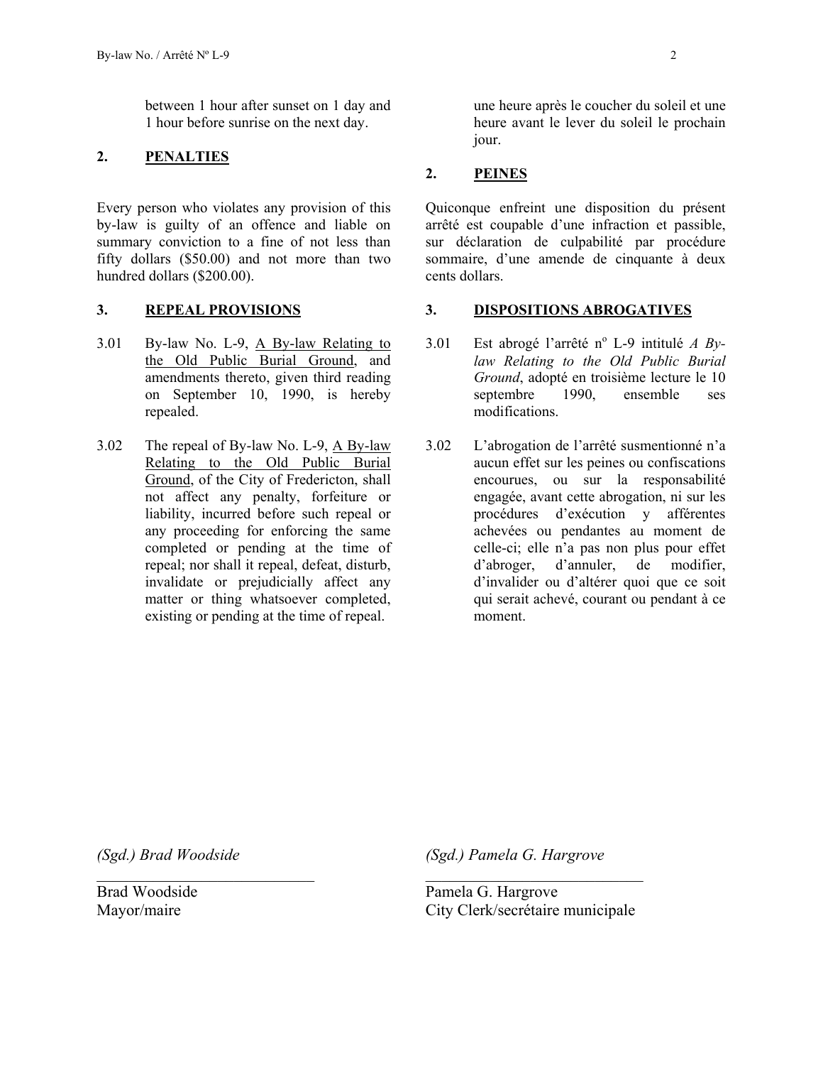between 1 hour after sunset on 1 day and 1 hour before sunrise on the next day.

## 2. PENALTIES

Every person who violates any provision of this by-law is guilty of an offence and liable on summary conviction to a fine of not less than fifty dollars ($50.00) and not more than two hundred dollars ($200.00).

## 3. REPEAL PROVISIONS

3.01 By-law No. L-9, A By-law Relating to the Old Public Burial Ground, and amendments thereto, given third reading on September 10, 1990, is hereby repealed.

3.02 The repeal of By-law No. L-9, A By-law Relating to the Old Public Burial Ground, of the City of Fredericton, shall not affect any penalty, forfeiture or liability, incurred before such repeal or any proceeding for enforcing the same completed or pending at the time of repeal; nor shall it repeal, defeat, disturb, invalidate or prejudicially affect any matter or thing whatsoever completed, existing or pending at the time of repeal.

une heure après le coucher du soleil et une heure avant le lever du soleil le prochain jour.

## 2. PEINES

Quiconque enfreint une disposition du présent arrêté est coupable d'une infraction et passible, sur déclaration de culpabilité par procédure sommaire, d'une amende de cinquante à deux cents dollars.

## 3. DISPOSITIONS ABROGATIVES

3.01 Est abrogé l'arrêté n[o] L-9 intitulé *A By-law Relating to the Old Public Burial Ground*, adopté en troisième lecture le 10 septembre 1990, ensemble ses modifications.

3.02 L'abrogation de l'arrêté susmentionné n'a aucun effet sur les peines ou confiscations encourues, ou sur la responsabilité engagée, avant cette abrogation, ni sur les procédures d'exécution y afférentes achevées ou pendantes au moment de celle-ci; elle n'a pas non plus pour effet d'abroger, d'annuler, de modifier, d'invalider ou d'altérer quoi que ce soit qui serait achevé, courant ou pendant à ce moment.

*(Sgd.) Brad Woodside*

Brad Woodside
Mayor/maire

*(Sgd.) Pamela G. Hargrove*

Pamela G. Hargrove
City Clerk/secrétaire municipale